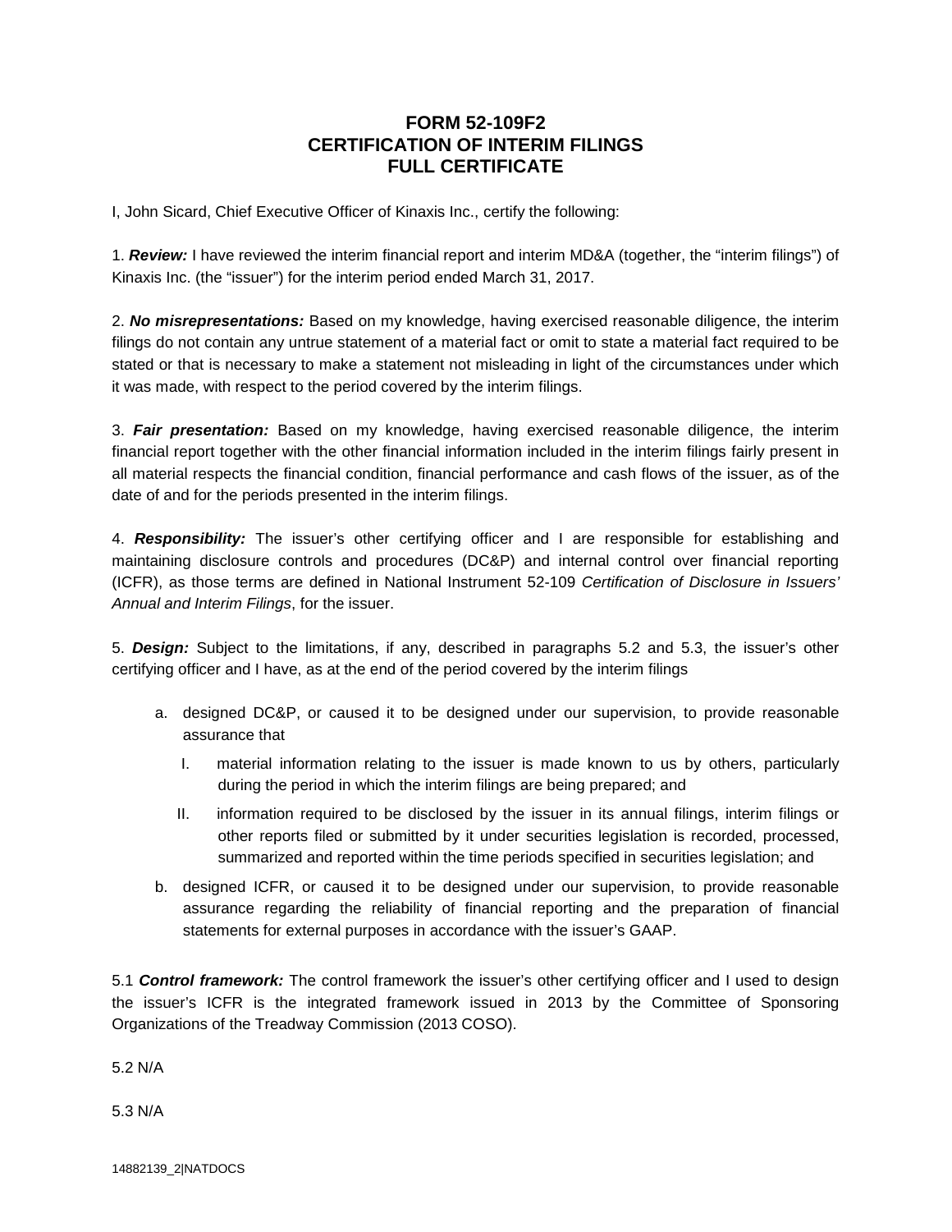# FORM 52-109F2
# CERTIFICATION OF INTERIM FILINGS
# FULL CERTIFICATE

I, John Sicard, Chief Executive Officer of Kinaxis Inc., certify the following:

1. ***Review:*** I have reviewed the interim financial report and interim MD&A (together, the "interim filings") of Kinaxis Inc. (the "issuer") for the interim period ended March 31, 2017.

2. ***No misrepresentations:*** Based on my knowledge, having exercised reasonable diligence, the interim filings do not contain any untrue statement of a material fact or omit to state a material fact required to be stated or that is necessary to make a statement not misleading in light of the circumstances under which it was made, with respect to the period covered by the interim filings.

3. ***Fair presentation:*** Based on my knowledge, having exercised reasonable diligence, the interim financial report together with the other financial information included in the interim filings fairly present in all material respects the financial condition, financial performance and cash flows of the issuer, as of the date of and for the periods presented in the interim filings.

4. ***Responsibility:*** The issuer's other certifying officer and I are responsible for establishing and maintaining disclosure controls and procedures (DC&P) and internal control over financial reporting (ICFR), as those terms are defined in National Instrument 52-109 *Certification of Disclosure in Issuers' Annual and Interim Filings*, for the issuer.

5. ***Design:*** Subject to the limitations, if any, described in paragraphs 5.2 and 5.3, the issuer's other certifying officer and I have, as at the end of the period covered by the interim filings

   a. designed DC&P, or caused it to be designed under our supervision, to provide reasonable assurance that

      I. material information relating to the issuer is made known to us by others, particularly during the period in which the interim filings are being prepared; and

      II. information required to be disclosed by the issuer in its annual filings, interim filings or other reports filed or submitted by it under securities legislation is recorded, processed, summarized and reported within the time periods specified in securities legislation; and

   b. designed ICFR, or caused it to be designed under our supervision, to provide reasonable assurance regarding the reliability of financial reporting and the preparation of financial statements for external purposes in accordance with the issuer's GAAP.

5.1 ***Control framework:*** The control framework the issuer's other certifying officer and I used to design the issuer's ICFR is the integrated framework issued in 2013 by the Committee of Sponsoring Organizations of the Treadway Commission (2013 COSO).

5.2 N/A

5.3 N/A

14882139_2|NATDOCS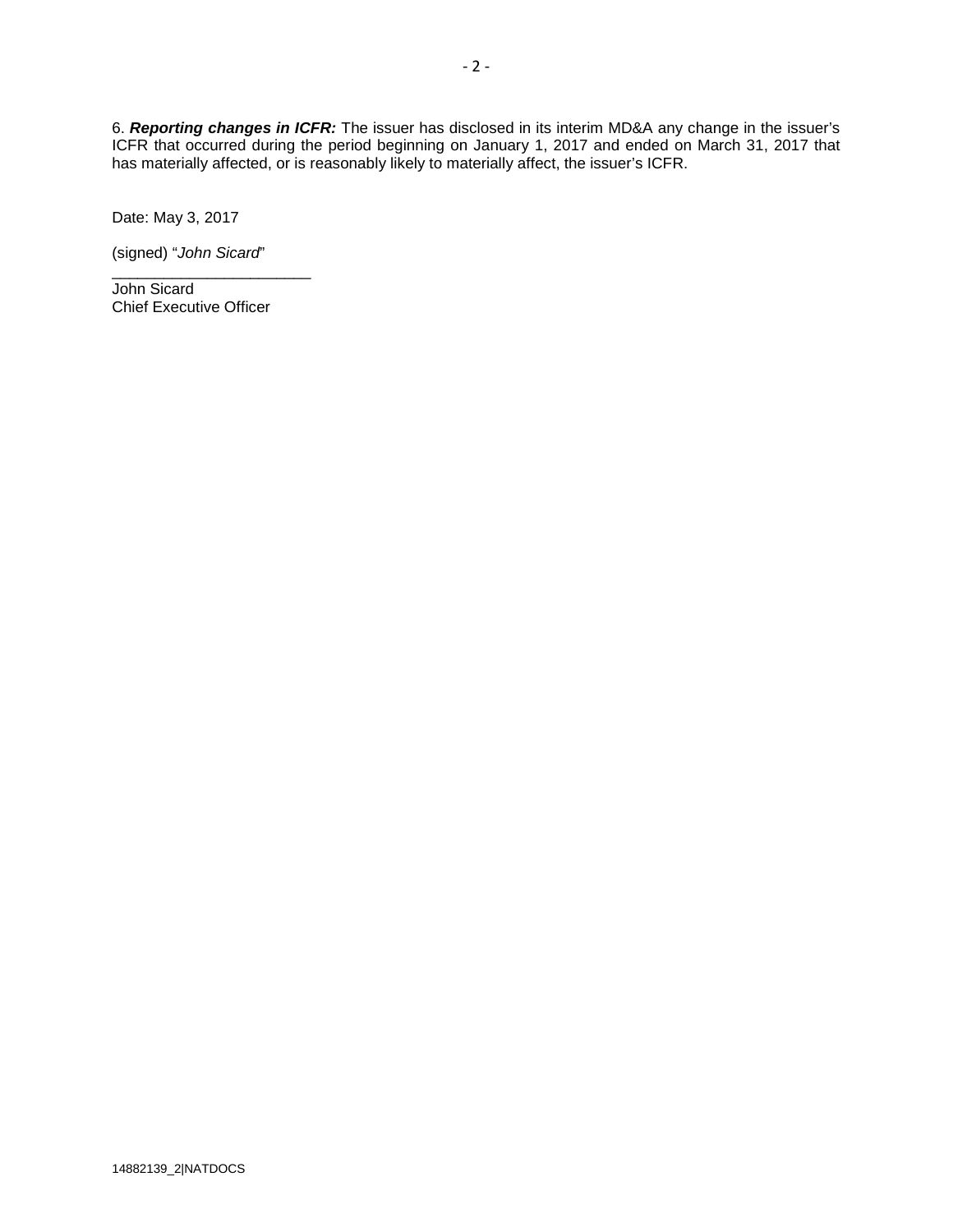6. ***Reporting changes in ICFR:*** The issuer has disclosed in its interim MD&A any change in the issuer's ICFR that occurred during the period beginning on January 1, 2017 and ended on March 31, 2017 that has materially affected, or is reasonably likely to materially affect, the issuer's ICFR.

Date: May 3, 2017

(signed) "*John Sicard*"

_______________________

John Sicard
Chief Executive Officer

14882139_2|NATDOCS